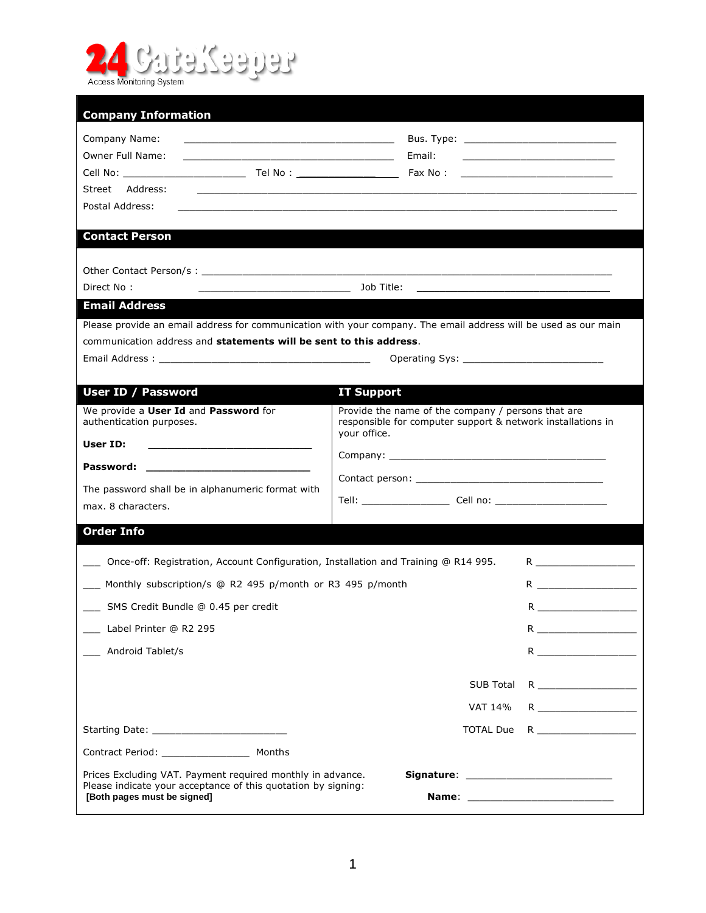24 GateKeeper
Access Monitoring System

## Company Information

Company Name: ______________________________ Bus. Type: ______________________

Owner Full Name: ______________________________ Email: ______________________

Cell No: ____________________ Tel No : ______________ Fax No : ______________________

Street Address: ______________________________________________________________

Postal Address: ______________________________________________________________

## Contact Person

Other Contact Person/s : ______________________________________________________

Direct No : ______________________ Job Title: ______________________________

## Email Address

Please provide an email address for communication with your company. The email address will be used as our main communication address and **statements will be sent to this address**.

Email Address : ______________________________ Operating Sys: ______________________

## User ID / Password

We provide a **User Id** and **Password** for authentication purposes.

**User ID:** ______________________

**Password:** ______________________

The password shall be in alphanumeric format with max. 8 characters.

## IT Support

Provide the name of the company / persons that are responsible for computer support & network installations in your office.

Company: ______________________________

Contact person: ______________________________

Tell: ______________ Cell no: ______________________

## Order Info

| | |
|---|---|
| ___ Once-off: Registration, Account Configuration, Installation and Training @ R14 995. | R ______________ |
| ___ Monthly subscription/s @ R2 495 p/month or R3 495 p/month | R ______________ |
| ___ SMS Credit Bundle @ 0.45 per credit | R ______________ |
| ___ Label Printer @ R2 295 | R ______________ |
| ___ Android Tablet/s | R ______________ |
| SUB Total | R ______________ |
| VAT 14% | R ______________ |
| TOTAL Due | R ______________ |

Starting Date: ______________________

Contract Period: ______________ Months

Prices Excluding VAT. Payment required monthly in advance.
Please indicate your acceptance of this quotation by signing:
**[Both pages must be signed]**

**Signature**: ______________________

**Name**: ______________________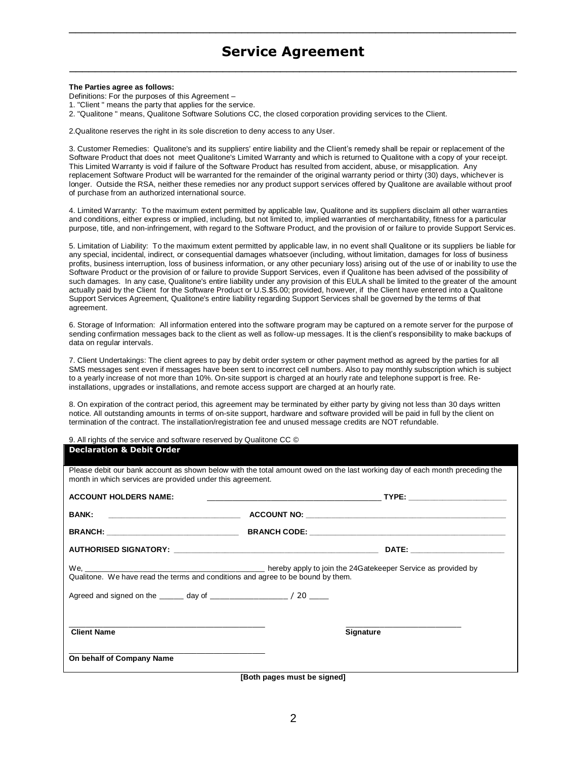# Service Agreement

**The Parties agree as follows:**

Definitions: For the purposes of this Agreement –

1. "Client " means the party that applies for the service.
2. "Qualitone " means, Qualitone Software Solutions CC, the closed corporation providing services to the Client.

2.Qualitone reserves the right in its sole discretion to deny access to any User.

3. Customer Remedies: Qualitone's and its suppliers' entire liability and the Client's remedy shall be repair or replacement of the Software Product that does not meet Qualitone's Limited Warranty and which is returned to Qualitone with a copy of your receipt. This Limited Warranty is void if failure of the Software Product has resulted from accident, abuse, or misapplication. Any replacement Software Product will be warranted for the remainder of the original warranty period or thirty (30) days, whichever is longer. Outside the RSA, neither these remedies nor any product support services offered by Qualitone are available without proof of purchase from an authorized international source.

4. Limited Warranty: To the maximum extent permitted by applicable law, Qualitone and its suppliers disclaim all other warranties and conditions, either express or implied, including, but not limited to, implied warranties of merchantability, fitness for a particular purpose, title, and non-infringement, with regard to the Software Product, and the provision of or failure to provide Support Services.

5. Limitation of Liability: To the maximum extent permitted by applicable law, in no event shall Qualitone or its suppliers be liable for any special, incidental, indirect, or consequential damages whatsoever (including, without limitation, damages for loss of business profits, business interruption, loss of business information, or any other pecuniary loss) arising out of the use of or inability to use the Software Product or the provision of or failure to provide Support Services, even if Qualitone has been advised of the possibility of such damages. In any case, Qualitone's entire liability under any provision of this EULA shall be limited to the greater of the amount actually paid by the Client for the Software Product or U.S.$5.00; provided, however, if the Client have entered into a Qualitone Support Services Agreement, Qualitone's entire liability regarding Support Services shall be governed by the terms of that agreement.

6. Storage of Information: All information entered into the software program may be captured on a remote server for the purpose of sending confirmation messages back to the client as well as follow-up messages. It is the client's responsibility to make backups of data on regular intervals.

7. Client Undertakings: The client agrees to pay by debit order system or other payment method as agreed by the parties for all SMS messages sent even if messages have been sent to incorrect cell numbers. Also to pay monthly subscription which is subject to a yearly increase of not more than 10%. On-site support is charged at an hourly rate and telephone support is free. Re-installations, upgrades or installations, and remote access support are charged at an hourly rate.

8. On expiration of the contract period, this agreement may be terminated by either party by giving not less than 30 days written notice. All outstanding amounts in terms of on-site support, hardware and software provided will be paid in full by the client on termination of the contract. The installation/registration fee and unused message credits are NOT refundable.

9. All rights of the service and software reserved by Qualitone CC ©

## Declaration & Debit Order

Please debit our bank account as shown below with the total amount owed on the last working day of each month preceding the month in which services are provided under this agreement.

**ACCOUNT HOLDERS NAME:** ________________________________________ **TYPE:** ______________________

**BANK:** ______________________________ **ACCOUNT NO:** ______________________________________________

**BRANCH:** ______________________________ **BRANCH CODE:** ____________________________________________

**AUTHORISED SIGNATORY:** ________________________________________________ **DATE:** _____________________

We, __________________________________________ hereby apply to join the 24Gatekeeper Service as provided by Qualitone. We have read the terms and conditions and agree to be bound by them.

Agreed and signed on the ______ day of _________________ / 20 ____

_____________________________________________ &nbsp;&nbsp;&nbsp;&nbsp; __________________________

**Client Name** &nbsp;&nbsp;&nbsp;&nbsp; **Signature**

_____________________________________________

**On behalf of Company Name**

**[Both pages must be signed]**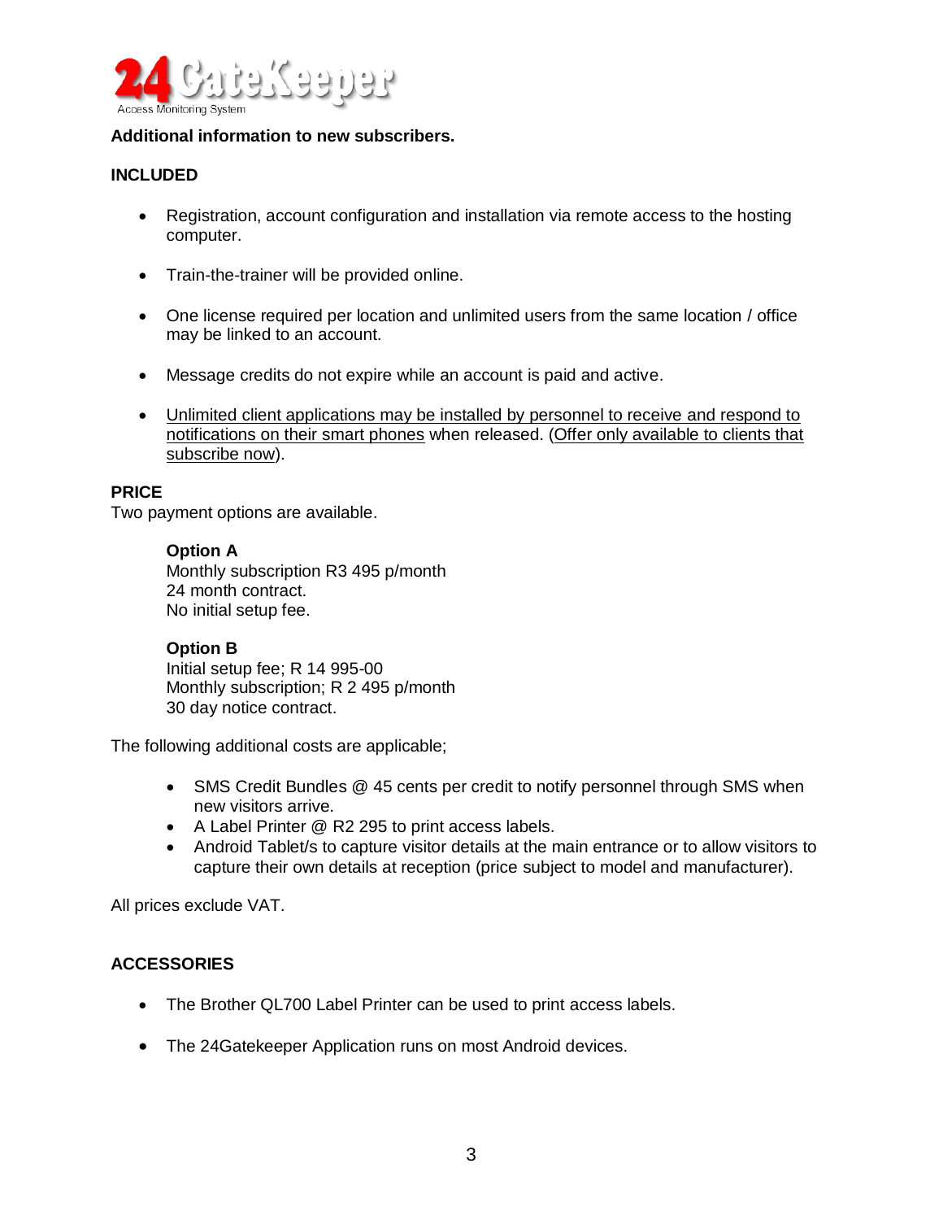24 GateKeeper

Access Monitoring System

**Additional information to new subscribers.**

**INCLUDED**

- Registration, account configuration and installation via remote access to the hosting computer.
- Train-the-trainer will be provided online.
- One license required per location and unlimited users from the same location / office may be linked to an account.
- Message credits do not expire while an account is paid and active.
- <u>Unlimited client applications may be installed by personnel to receive and respond to notifications on their smart phones</u> when released. (<u>Offer only available to clients that subscribe now</u>).

**PRICE**

Two payment options are available.

**Option A**
Monthly subscription R3 495 p/month
24 month contract.
No initial setup fee.

**Option B**
Initial setup fee; R 14 995-00
Monthly subscription; R 2 495 p/month
30 day notice contract.

The following additional costs are applicable;

- SMS Credit Bundles @ 45 cents per credit to notify personnel through SMS when new visitors arrive.
- A Label Printer @ R2 295 to print access labels.
- Android Tablet/s to capture visitor details at the main entrance or to allow visitors to capture their own details at reception (price subject to model and manufacturer).

All prices exclude VAT.

**ACCESSORIES**

- The Brother QL700 Label Printer can be used to print access labels.
- The 24Gatekeeper Application runs on most Android devices.